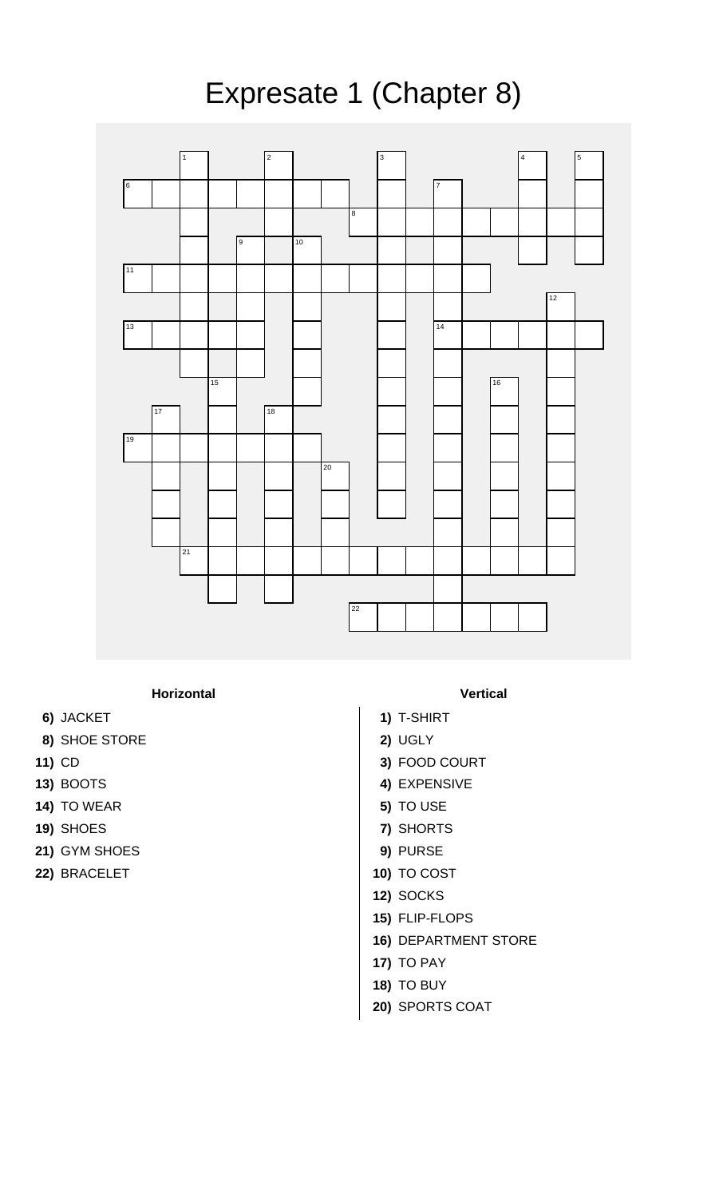# Expresate 1 (Chapter 8)

**Horizontal**

- **6)** JACKET
- **8)** SHOE STORE
- **11)** CD
- **13)** BOOTS
- **14)** TO WEAR
- **19)** SHOES
- **21)** GYM SHOES
- **22)** BRACELET

**Vertical**

- **1)** T-SHIRT
- **2)** UGLY
- **3)** FOOD COURT
- **4)** EXPENSIVE
- **5)** TO USE
- **7)** SHORTS
- **9)** PURSE
- **10)** TO COST
- **12)** SOCKS
- **15)** FLIP-FLOPS
- **16)** DEPARTMENT STORE
- **17)** TO PAY
- **18)** TO BUY
- **20)** SPORTS COAT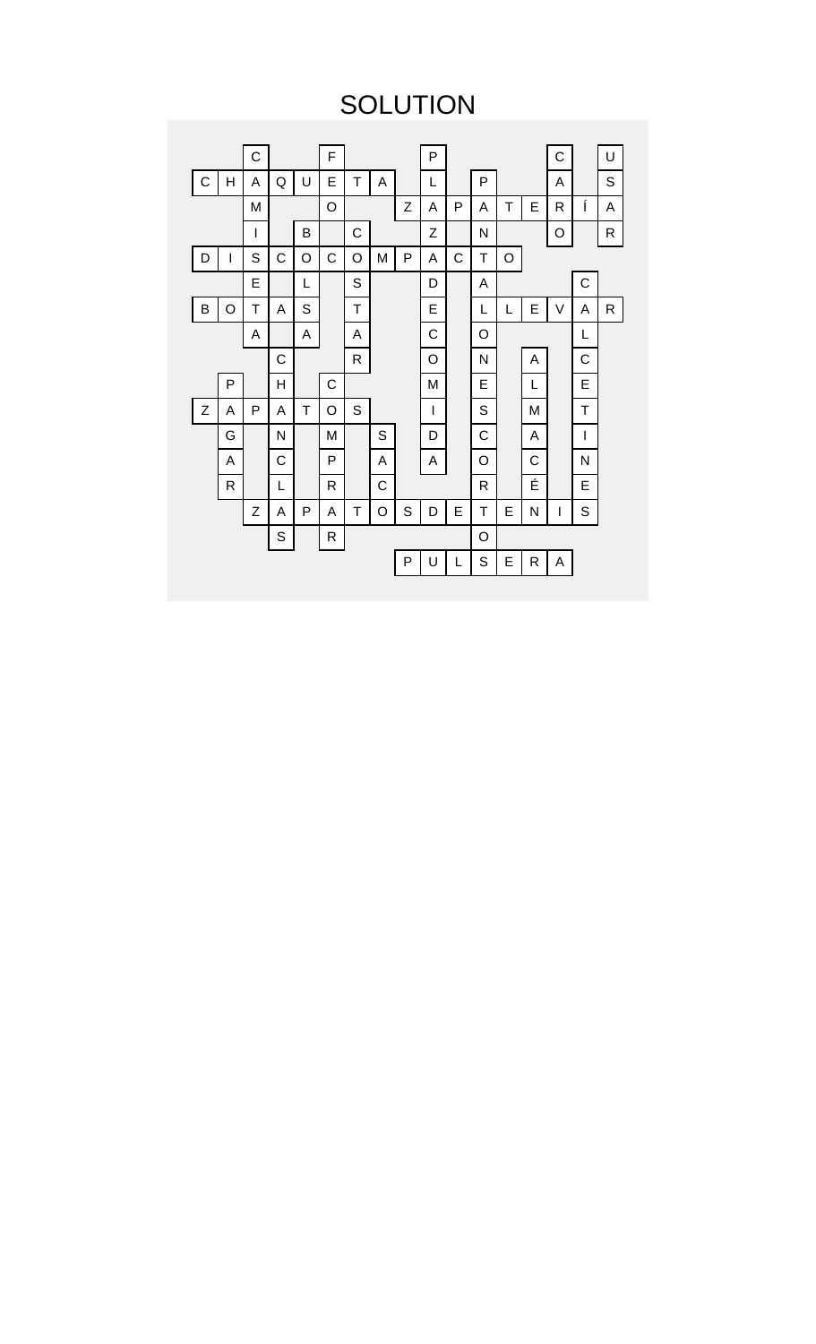# SOLUTION

| | | | | | | | | | | | | | | | | |
|---|---|---|---|---|---|---|---|---|---|---|---|---|---|---|---|---|
| | | C | | | F | | | | P | | | | | C | | U |
| C | H | A | Q | U | E | T | A | | L | | P | | | A | | S |
| | | M | | | O | | | Z | A | P | A | T | E | R | Í | A |
| | | I | | B | | C | | | Z | | N | | | O | | R |
| D | I | S | C | O | C | O | M | P | A | C | T | O | | | | |
| | | E | | L | | S | | | D | | A | | | | C | |
| B | O | T | A | S | | T | | | E | | L | L | E | V | A | R |
| | | A | | A | | A | | | C | | O | | | | L | |
| | | | C | | | R | | | O | | N | | A | | C | |
| | P | | H | | C | | | | M | | E | | L | | E | |
| Z | A | P | A | T | O | S | | | I | | S | | M | | T | |
| | G | | N | | M | | S | | D | | C | | A | | I | |
| | A | | C | | P | | A | | A | | O | | C | | N | |
| | R | | L | | R | | C | | | | R | | É | | E | |
| | | Z | A | P | A | T | O | S | D | E | T | E | N | I | S | |
| | | | S | | R | | | | | | O | | | | | |
| | | | | | | | | P | U | L | S | E | R | A | | |